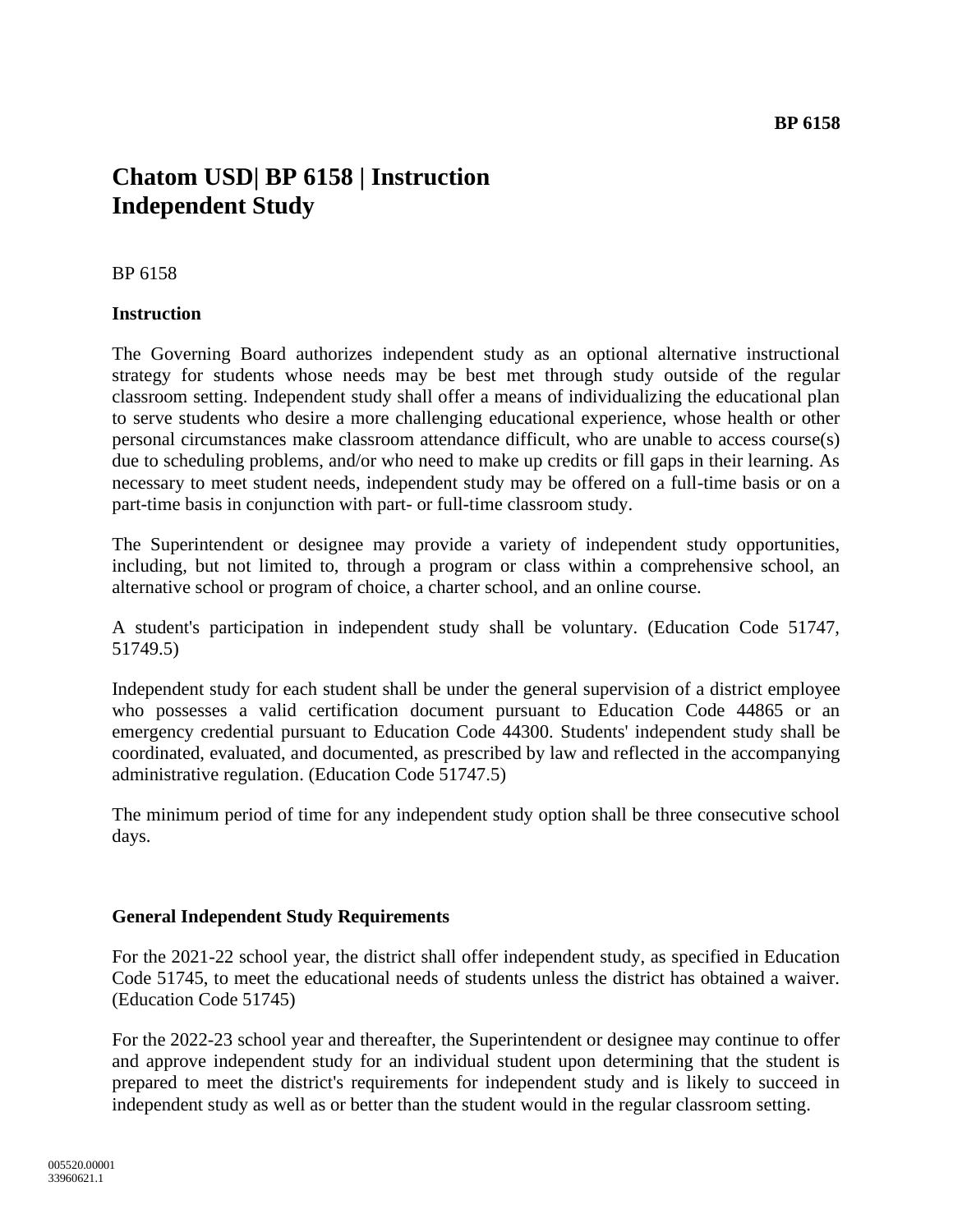# Chatom USD| BP 6158 | Instruction
# Independent Study

BP 6158

**Instruction**

The Governing Board authorizes independent study as an optional alternative instructional strategy for students whose needs may be best met through study outside of the regular classroom setting. Independent study shall offer a means of individualizing the educational plan to serve students who desire a more challenging educational experience, whose health or other personal circumstances make classroom attendance difficult, who are unable to access course(s) due to scheduling problems, and/or who need to make up credits or fill gaps in their learning. As necessary to meet student needs, independent study may be offered on a full-time basis or on a part-time basis in conjunction with part- or full-time classroom study.

The Superintendent or designee may provide a variety of independent study opportunities, including, but not limited to, through a program or class within a comprehensive school, an alternative school or program of choice, a charter school, and an online course.

A student's participation in independent study shall be voluntary. (Education Code 51747, 51749.5)

Independent study for each student shall be under the general supervision of a district employee who possesses a valid certification document pursuant to Education Code 44865 or an emergency credential pursuant to Education Code 44300. Students' independent study shall be coordinated, evaluated, and documented, as prescribed by law and reflected in the accompanying administrative regulation. (Education Code 51747.5)

The minimum period of time for any independent study option shall be three consecutive school days.

**General Independent Study Requirements**

For the 2021-22 school year, the district shall offer independent study, as specified in Education Code 51745, to meet the educational needs of students unless the district has obtained a waiver. (Education Code 51745)

For the 2022-23 school year and thereafter, the Superintendent or designee may continue to offer and approve independent study for an individual student upon determining that the student is prepared to meet the district's requirements for independent study and is likely to succeed in independent study as well as or better than the student would in the regular classroom setting.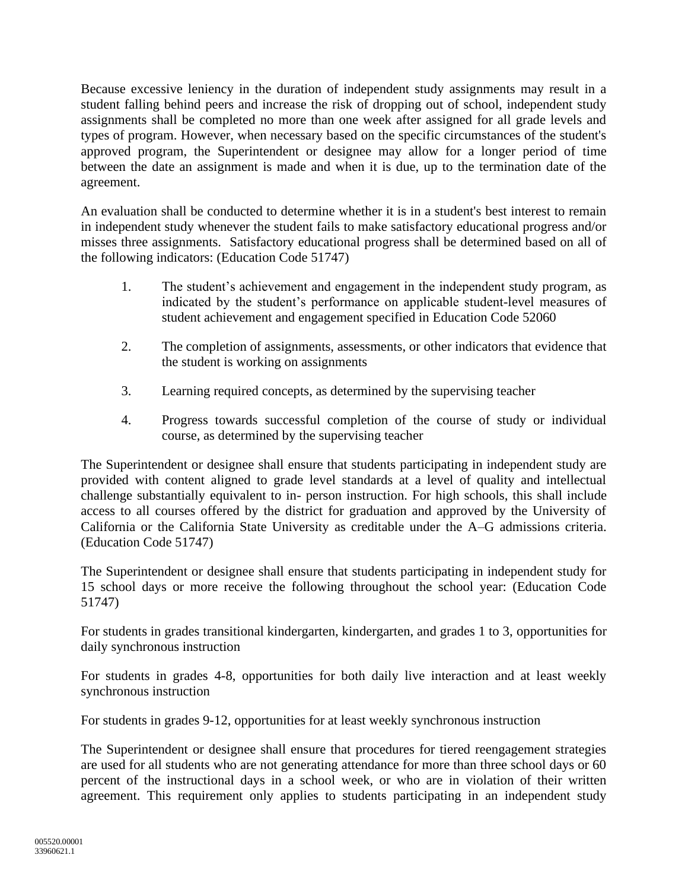Because excessive leniency in the duration of independent study assignments may result in a student falling behind peers and increase the risk of dropping out of school, independent study assignments shall be completed no more than one week after assigned for all grade levels and types of program. However, when necessary based on the specific circumstances of the student's approved program, the Superintendent or designee may allow for a longer period of time between the date an assignment is made and when it is due, up to the termination date of the agreement.

An evaluation shall be conducted to determine whether it is in a student's best interest to remain in independent study whenever the student fails to make satisfactory educational progress and/or misses three assignments. Satisfactory educational progress shall be determined based on all of the following indicators: (Education Code 51747)

1. The student's achievement and engagement in the independent study program, as indicated by the student's performance on applicable student-level measures of student achievement and engagement specified in Education Code 52060

2. The completion of assignments, assessments, or other indicators that evidence that the student is working on assignments

3. Learning required concepts, as determined by the supervising teacher

4. Progress towards successful completion of the course of study or individual course, as determined by the supervising teacher

The Superintendent or designee shall ensure that students participating in independent study are provided with content aligned to grade level standards at a level of quality and intellectual challenge substantially equivalent to in- person instruction. For high schools, this shall include access to all courses offered by the district for graduation and approved by the University of California or the California State University as creditable under the A–G admissions criteria. (Education Code 51747)

The Superintendent or designee shall ensure that students participating in independent study for 15 school days or more receive the following throughout the school year: (Education Code 51747)

For students in grades transitional kindergarten, kindergarten, and grades 1 to 3, opportunities for daily synchronous instruction

For students in grades 4-8, opportunities for both daily live interaction and at least weekly synchronous instruction

For students in grades 9-12, opportunities for at least weekly synchronous instruction

The Superintendent or designee shall ensure that procedures for tiered reengagement strategies are used for all students who are not generating attendance for more than three school days or 60 percent of the instructional days in a school week, or who are in violation of their written agreement. This requirement only applies to students participating in an independent study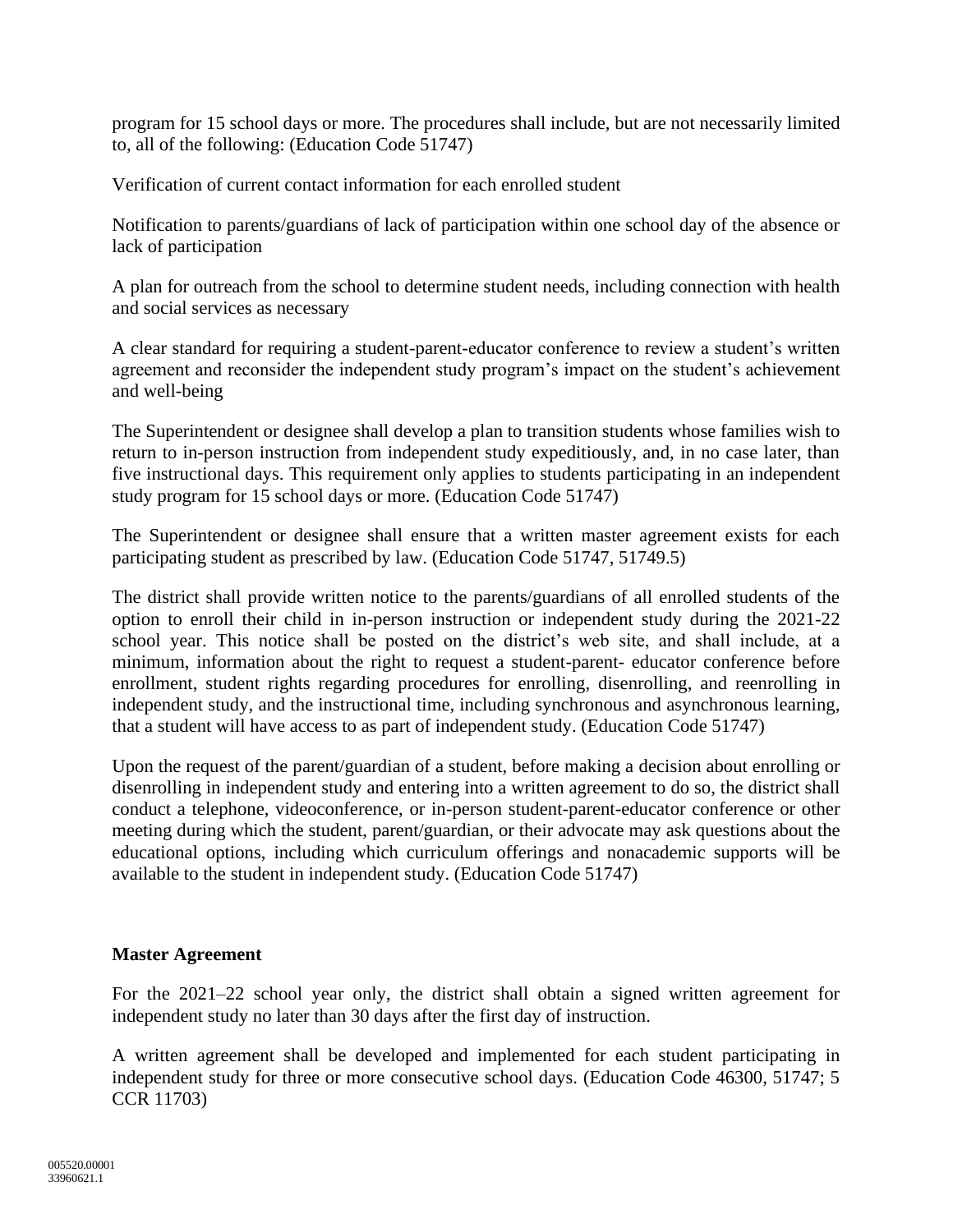program for 15 school days or more. The procedures shall include, but are not necessarily limited to, all of the following: (Education Code 51747)

Verification of current contact information for each enrolled student

Notification to parents/guardians of lack of participation within one school day of the absence or lack of participation

A plan for outreach from the school to determine student needs, including connection with health and social services as necessary

A clear standard for requiring a student-parent-educator conference to review a student's written agreement and reconsider the independent study program's impact on the student's achievement and well-being

The Superintendent or designee shall develop a plan to transition students whose families wish to return to in-person instruction from independent study expeditiously, and, in no case later, than five instructional days. This requirement only applies to students participating in an independent study program for 15 school days or more. (Education Code 51747)

The Superintendent or designee shall ensure that a written master agreement exists for each participating student as prescribed by law. (Education Code 51747, 51749.5)

The district shall provide written notice to the parents/guardians of all enrolled students of the option to enroll their child in in-person instruction or independent study during the 2021-22 school year. This notice shall be posted on the district's web site, and shall include, at a minimum, information about the right to request a student-parent- educator conference before enrollment, student rights regarding procedures for enrolling, disenrolling, and reenrolling in independent study, and the instructional time, including synchronous and asynchronous learning, that a student will have access to as part of independent study. (Education Code 51747)

Upon the request of the parent/guardian of a student, before making a decision about enrolling or disenrolling in independent study and entering into a written agreement to do so, the district shall conduct a telephone, videoconference, or in-person student-parent-educator conference or other meeting during which the student, parent/guardian, or their advocate may ask questions about the educational options, including which curriculum offerings and nonacademic supports will be available to the student in independent study. (Education Code 51747)

**Master Agreement**

For the 2021–22 school year only, the district shall obtain a signed written agreement for independent study no later than 30 days after the first day of instruction.

A written agreement shall be developed and implemented for each student participating in independent study for three or more consecutive school days. (Education Code 46300, 51747; 5 CCR 11703)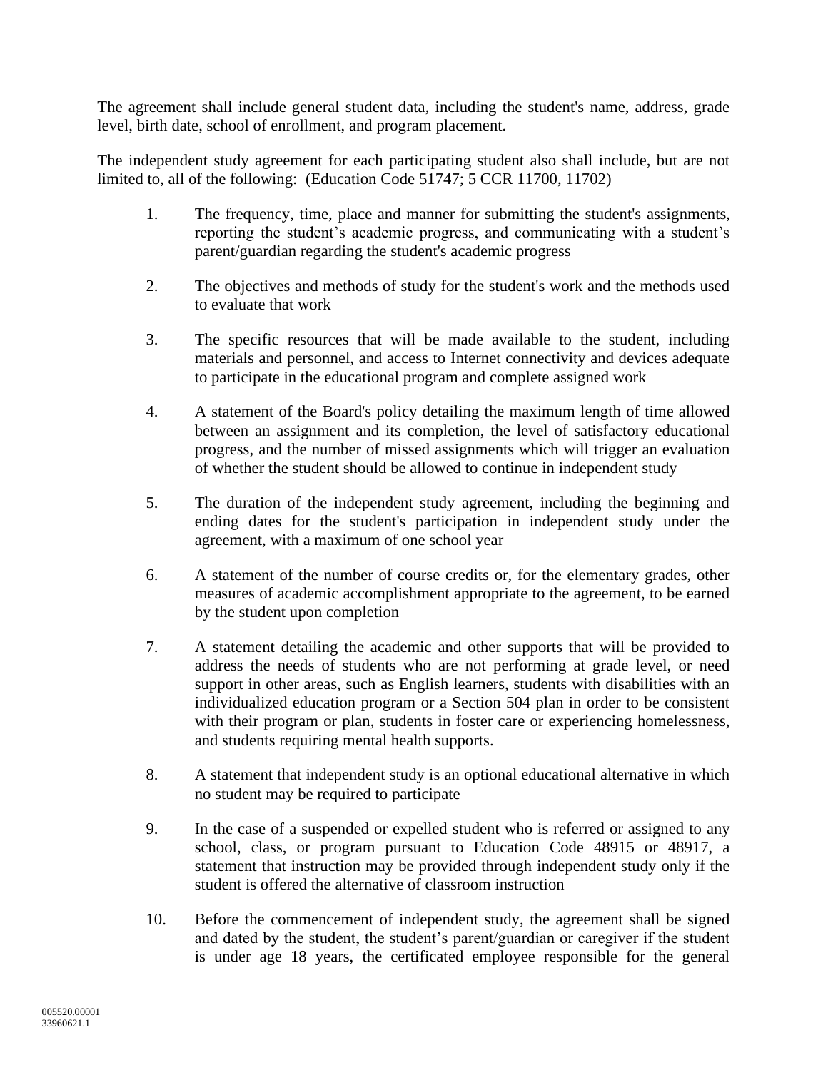The agreement shall include general student data, including the student's name, address, grade level, birth date, school of enrollment, and program placement.

The independent study agreement for each participating student also shall include, but are not limited to, all of the following: (Education Code 51747; 5 CCR 11700, 11702)

1. The frequency, time, place and manner for submitting the student's assignments, reporting the student's academic progress, and communicating with a student's parent/guardian regarding the student's academic progress

2. The objectives and methods of study for the student's work and the methods used to evaluate that work

3. The specific resources that will be made available to the student, including materials and personnel, and access to Internet connectivity and devices adequate to participate in the educational program and complete assigned work

4. A statement of the Board's policy detailing the maximum length of time allowed between an assignment and its completion, the level of satisfactory educational progress, and the number of missed assignments which will trigger an evaluation of whether the student should be allowed to continue in independent study

5. The duration of the independent study agreement, including the beginning and ending dates for the student's participation in independent study under the agreement, with a maximum of one school year

6. A statement of the number of course credits or, for the elementary grades, other measures of academic accomplishment appropriate to the agreement, to be earned by the student upon completion

7. A statement detailing the academic and other supports that will be provided to address the needs of students who are not performing at grade level, or need support in other areas, such as English learners, students with disabilities with an individualized education program or a Section 504 plan in order to be consistent with their program or plan, students in foster care or experiencing homelessness, and students requiring mental health supports.

8. A statement that independent study is an optional educational alternative in which no student may be required to participate

9. In the case of a suspended or expelled student who is referred or assigned to any school, class, or program pursuant to Education Code 48915 or 48917, a statement that instruction may be provided through independent study only if the student is offered the alternative of classroom instruction

10. Before the commencement of independent study, the agreement shall be signed and dated by the student, the student's parent/guardian or caregiver if the student is under age 18 years, the certificated employee responsible for the general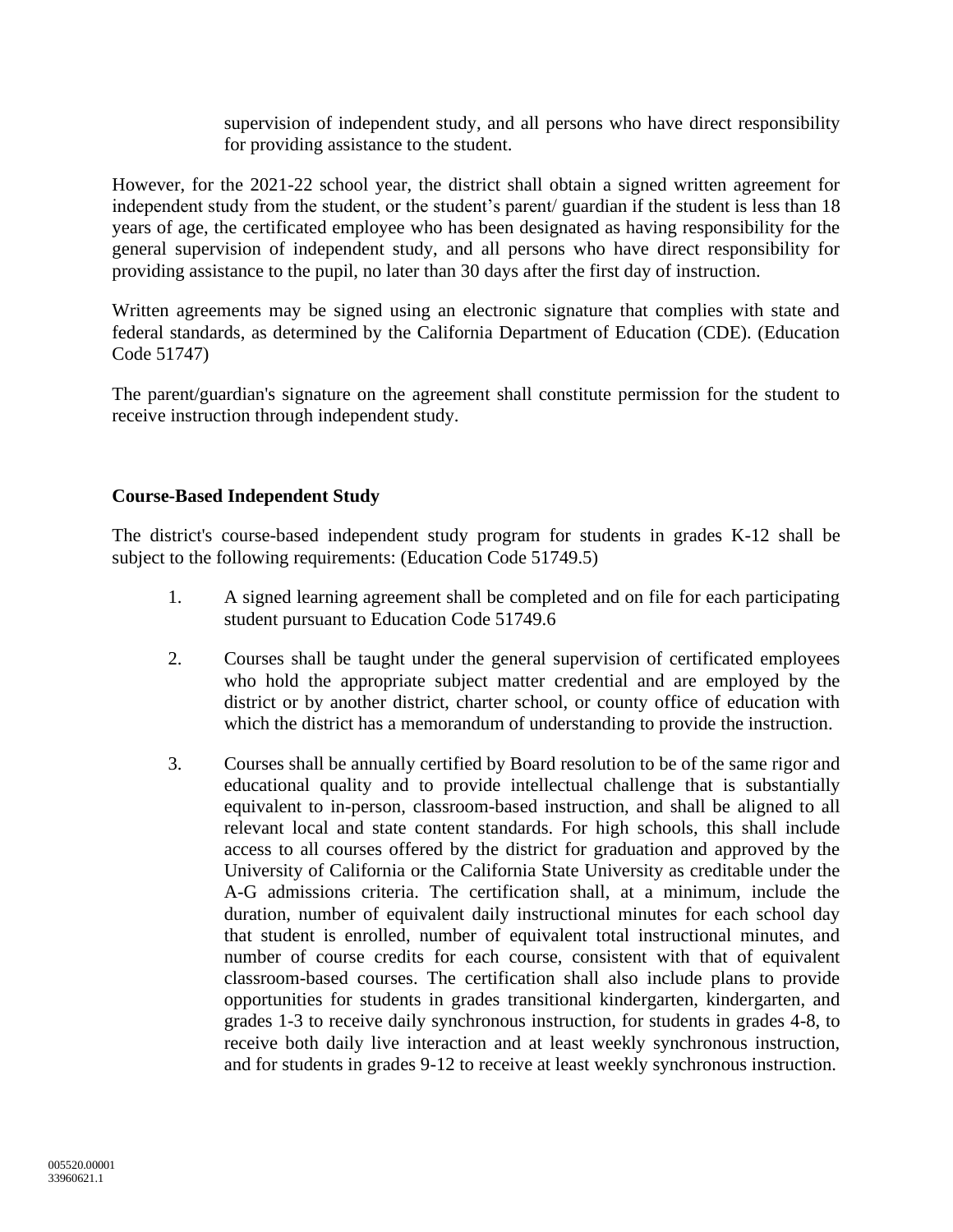supervision of independent study, and all persons who have direct responsibility for providing assistance to the student.

However, for the 2021-22 school year, the district shall obtain a signed written agreement for independent study from the student, or the student's parent/ guardian if the student is less than 18 years of age, the certificated employee who has been designated as having responsibility for the general supervision of independent study, and all persons who have direct responsibility for providing assistance to the pupil, no later than 30 days after the first day of instruction.

Written agreements may be signed using an electronic signature that complies with state and federal standards, as determined by the California Department of Education (CDE). (Education Code 51747)

The parent/guardian's signature on the agreement shall constitute permission for the student to receive instruction through independent study.

**Course-Based Independent Study**

The district's course-based independent study program for students in grades K-12 shall be subject to the following requirements: (Education Code 51749.5)

1. A signed learning agreement shall be completed and on file for each participating student pursuant to Education Code 51749.6

2. Courses shall be taught under the general supervision of certificated employees who hold the appropriate subject matter credential and are employed by the district or by another district, charter school, or county office of education with which the district has a memorandum of understanding to provide the instruction.

3. Courses shall be annually certified by Board resolution to be of the same rigor and educational quality and to provide intellectual challenge that is substantially equivalent to in-person, classroom-based instruction, and shall be aligned to all relevant local and state content standards. For high schools, this shall include access to all courses offered by the district for graduation and approved by the University of California or the California State University as creditable under the A-G admissions criteria. The certification shall, at a minimum, include the duration, number of equivalent daily instructional minutes for each school day that student is enrolled, number of equivalent total instructional minutes, and number of course credits for each course, consistent with that of equivalent classroom-based courses. The certification shall also include plans to provide opportunities for students in grades transitional kindergarten, kindergarten, and grades 1-3 to receive daily synchronous instruction, for students in grades 4-8, to receive both daily live interaction and at least weekly synchronous instruction, and for students in grades 9-12 to receive at least weekly synchronous instruction.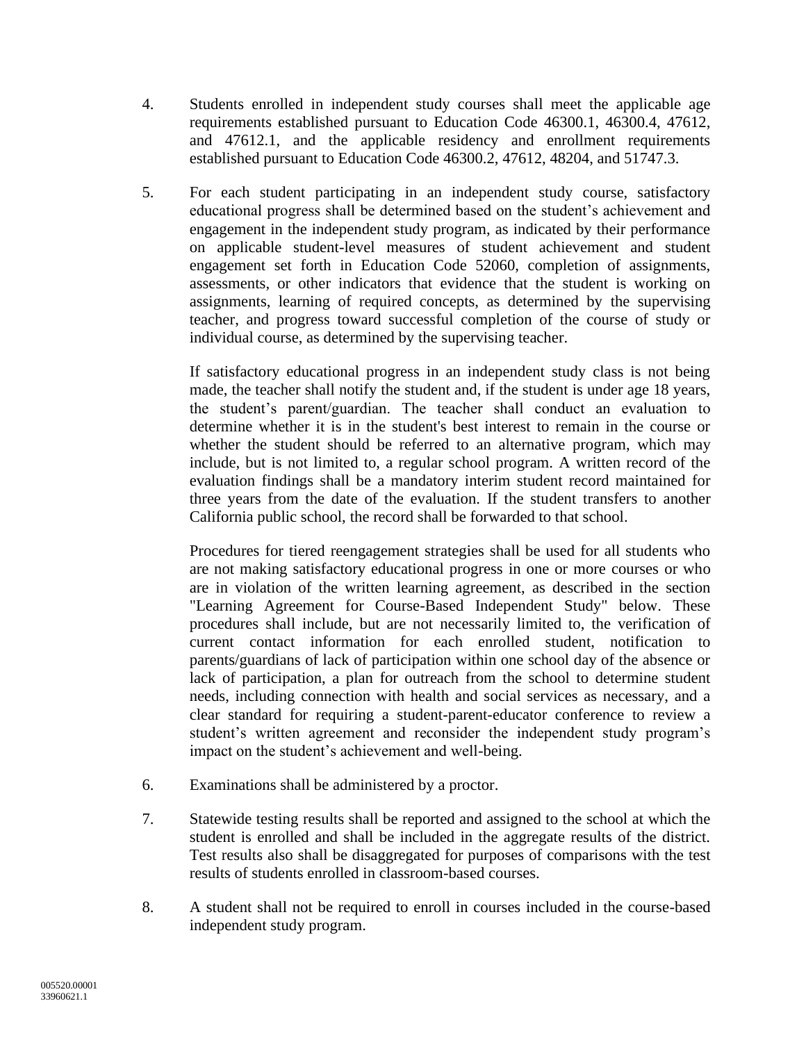4. Students enrolled in independent study courses shall meet the applicable age requirements established pursuant to Education Code 46300.1, 46300.4, 47612, and 47612.1, and the applicable residency and enrollment requirements established pursuant to Education Code 46300.2, 47612, 48204, and 51747.3.

5. For each student participating in an independent study course, satisfactory educational progress shall be determined based on the student's achievement and engagement in the independent study program, as indicated by their performance on applicable student-level measures of student achievement and student engagement set forth in Education Code 52060, completion of assignments, assessments, or other indicators that evidence that the student is working on assignments, learning of required concepts, as determined by the supervising teacher, and progress toward successful completion of the course of study or individual course, as determined by the supervising teacher.

   If satisfactory educational progress in an independent study class is not being made, the teacher shall notify the student and, if the student is under age 18 years, the student's parent/guardian. The teacher shall conduct an evaluation to determine whether it is in the student's best interest to remain in the course or whether the student should be referred to an alternative program, which may include, but is not limited to, a regular school program. A written record of the evaluation findings shall be a mandatory interim student record maintained for three years from the date of the evaluation. If the student transfers to another California public school, the record shall be forwarded to that school.

   Procedures for tiered reengagement strategies shall be used for all students who are not making satisfactory educational progress in one or more courses or who are in violation of the written learning agreement, as described in the section "Learning Agreement for Course-Based Independent Study" below. These procedures shall include, but are not necessarily limited to, the verification of current contact information for each enrolled student, notification to parents/guardians of lack of participation within one school day of the absence or lack of participation, a plan for outreach from the school to determine student needs, including connection with health and social services as necessary, and a clear standard for requiring a student-parent-educator conference to review a student's written agreement and reconsider the independent study program's impact on the student's achievement and well-being.

6. Examinations shall be administered by a proctor.

7. Statewide testing results shall be reported and assigned to the school at which the student is enrolled and shall be included in the aggregate results of the district. Test results also shall be disaggregated for purposes of comparisons with the test results of students enrolled in classroom-based courses.

8. A student shall not be required to enroll in courses included in the course-based independent study program.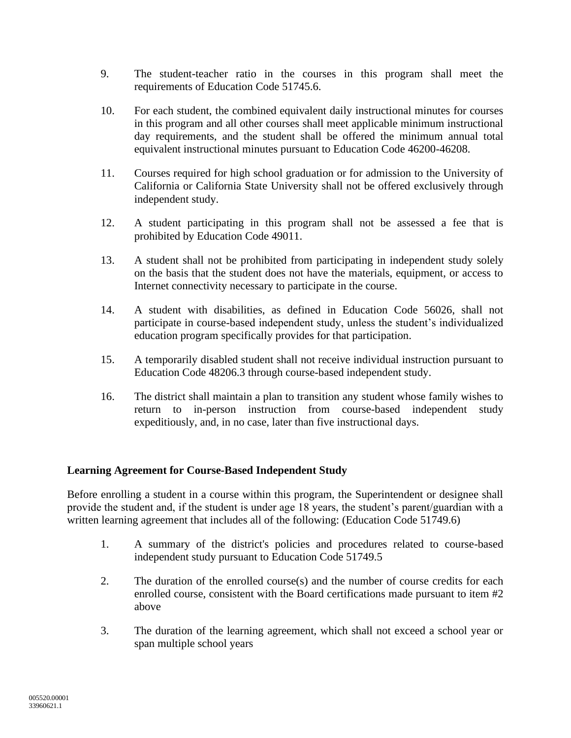9. The student-teacher ratio in the courses in this program shall meet the requirements of Education Code 51745.6.

10. For each student, the combined equivalent daily instructional minutes for courses in this program and all other courses shall meet applicable minimum instructional day requirements, and the student shall be offered the minimum annual total equivalent instructional minutes pursuant to Education Code 46200-46208.

11. Courses required for high school graduation or for admission to the University of California or California State University shall not be offered exclusively through independent study.

12. A student participating in this program shall not be assessed a fee that is prohibited by Education Code 49011.

13. A student shall not be prohibited from participating in independent study solely on the basis that the student does not have the materials, equipment, or access to Internet connectivity necessary to participate in the course.

14. A student with disabilities, as defined in Education Code 56026, shall not participate in course-based independent study, unless the student's individualized education program specifically provides for that participation.

15. A temporarily disabled student shall not receive individual instruction pursuant to Education Code 48206.3 through course-based independent study.

16. The district shall maintain a plan to transition any student whose family wishes to return to in-person instruction from course-based independent study expeditiously, and, in no case, later than five instructional days.

**Learning Agreement for Course-Based Independent Study**

Before enrolling a student in a course within this program, the Superintendent or designee shall provide the student and, if the student is under age 18 years, the student's parent/guardian with a written learning agreement that includes all of the following: (Education Code 51749.6)

1. A summary of the district's policies and procedures related to course-based independent study pursuant to Education Code 51749.5

2. The duration of the enrolled course(s) and the number of course credits for each enrolled course, consistent with the Board certifications made pursuant to item #2 above

3. The duration of the learning agreement, which shall not exceed a school year or span multiple school years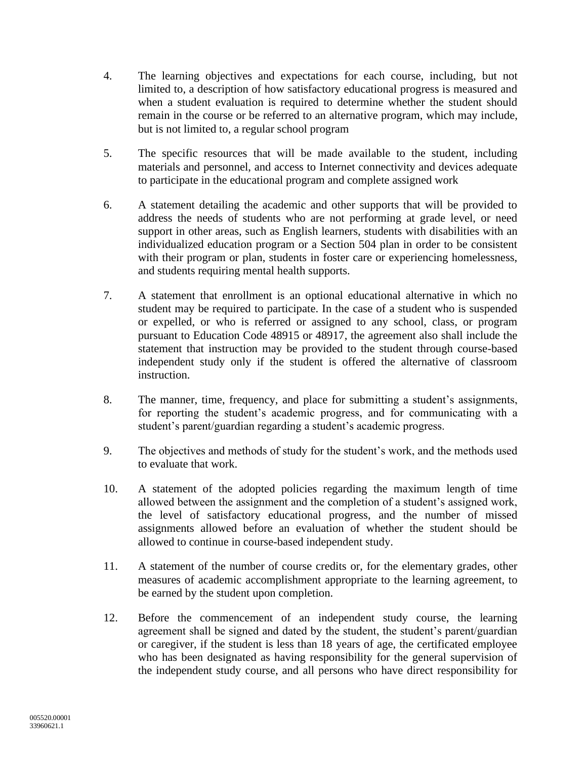4. The learning objectives and expectations for each course, including, but not limited to, a description of how satisfactory educational progress is measured and when a student evaluation is required to determine whether the student should remain in the course or be referred to an alternative program, which may include, but is not limited to, a regular school program

5. The specific resources that will be made available to the student, including materials and personnel, and access to Internet connectivity and devices adequate to participate in the educational program and complete assigned work

6. A statement detailing the academic and other supports that will be provided to address the needs of students who are not performing at grade level, or need support in other areas, such as English learners, students with disabilities with an individualized education program or a Section 504 plan in order to be consistent with their program or plan, students in foster care or experiencing homelessness, and students requiring mental health supports.

7. A statement that enrollment is an optional educational alternative in which no student may be required to participate. In the case of a student who is suspended or expelled, or who is referred or assigned to any school, class, or program pursuant to Education Code 48915 or 48917, the agreement also shall include the statement that instruction may be provided to the student through course-based independent study only if the student is offered the alternative of classroom instruction.

8. The manner, time, frequency, and place for submitting a student's assignments, for reporting the student's academic progress, and for communicating with a student's parent/guardian regarding a student's academic progress.

9. The objectives and methods of study for the student's work, and the methods used to evaluate that work.

10. A statement of the adopted policies regarding the maximum length of time allowed between the assignment and the completion of a student's assigned work, the level of satisfactory educational progress, and the number of missed assignments allowed before an evaluation of whether the student should be allowed to continue in course-based independent study.

11. A statement of the number of course credits or, for the elementary grades, other measures of academic accomplishment appropriate to the learning agreement, to be earned by the student upon completion.

12. Before the commencement of an independent study course, the learning agreement shall be signed and dated by the student, the student's parent/guardian or caregiver, if the student is less than 18 years of age, the certificated employee who has been designated as having responsibility for the general supervision of the independent study course, and all persons who have direct responsibility for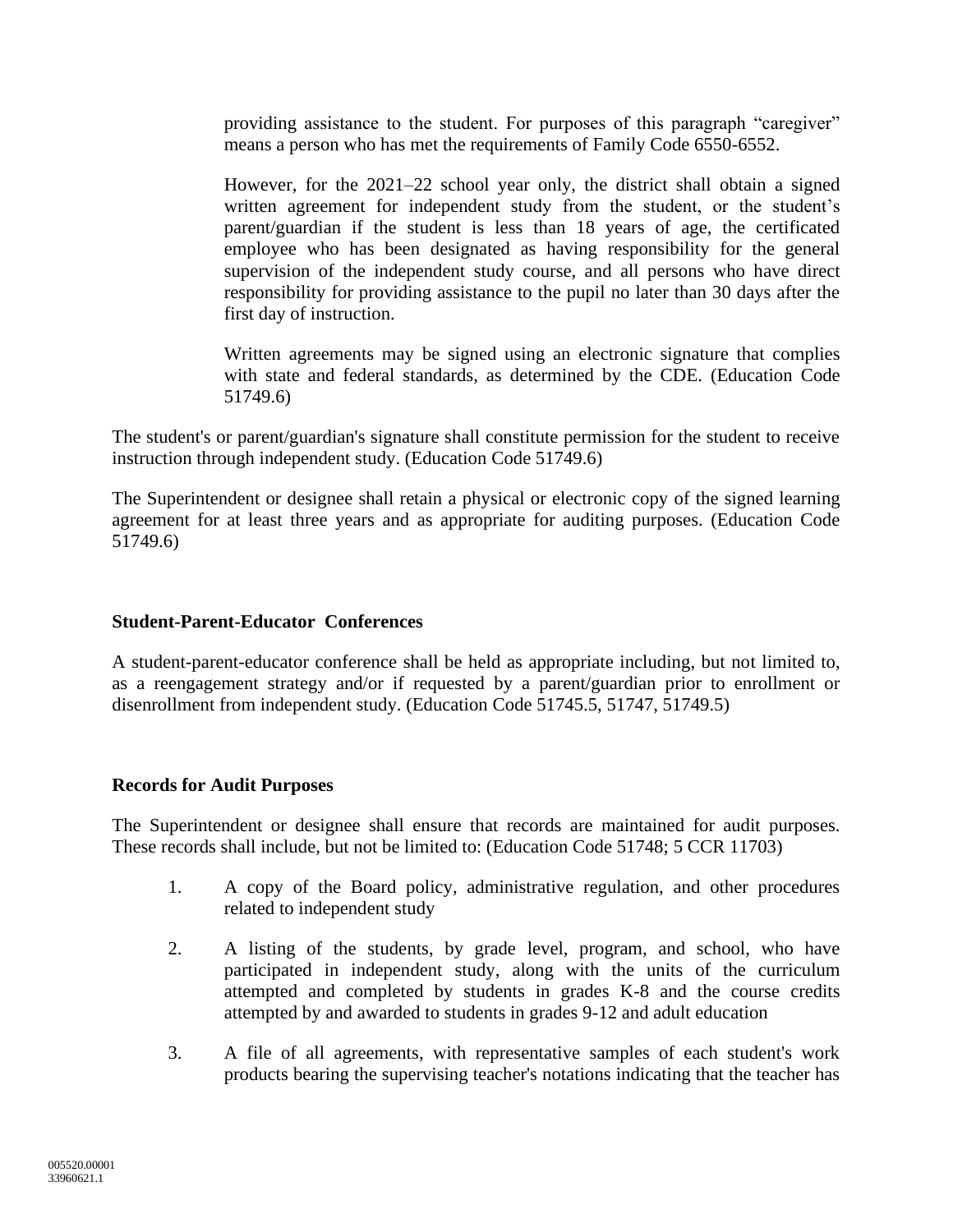providing assistance to the student. For purposes of this paragraph "caregiver" means a person who has met the requirements of Family Code 6550-6552.

However, for the 2021–22 school year only, the district shall obtain a signed written agreement for independent study from the student, or the student's parent/guardian if the student is less than 18 years of age, the certificated employee who has been designated as having responsibility for the general supervision of the independent study course, and all persons who have direct responsibility for providing assistance to the pupil no later than 30 days after the first day of instruction.

Written agreements may be signed using an electronic signature that complies with state and federal standards, as determined by the CDE. (Education Code 51749.6)

The student's or parent/guardian's signature shall constitute permission for the student to receive instruction through independent study. (Education Code 51749.6)

The Superintendent or designee shall retain a physical or electronic copy of the signed learning agreement for at least three years and as appropriate for auditing purposes. (Education Code 51749.6)

**Student-Parent-Educator Conferences**

A student-parent-educator conference shall be held as appropriate including, but not limited to, as a reengagement strategy and/or if requested by a parent/guardian prior to enrollment or disenrollment from independent study. (Education Code 51745.5, 51747, 51749.5)

**Records for Audit Purposes**

The Superintendent or designee shall ensure that records are maintained for audit purposes. These records shall include, but not be limited to: (Education Code 51748; 5 CCR 11703)

1. A copy of the Board policy, administrative regulation, and other procedures related to independent study

2. A listing of the students, by grade level, program, and school, who have participated in independent study, along with the units of the curriculum attempted and completed by students in grades K-8 and the course credits attempted by and awarded to students in grades 9-12 and adult education

3. A file of all agreements, with representative samples of each student's work products bearing the supervising teacher's notations indicating that the teacher has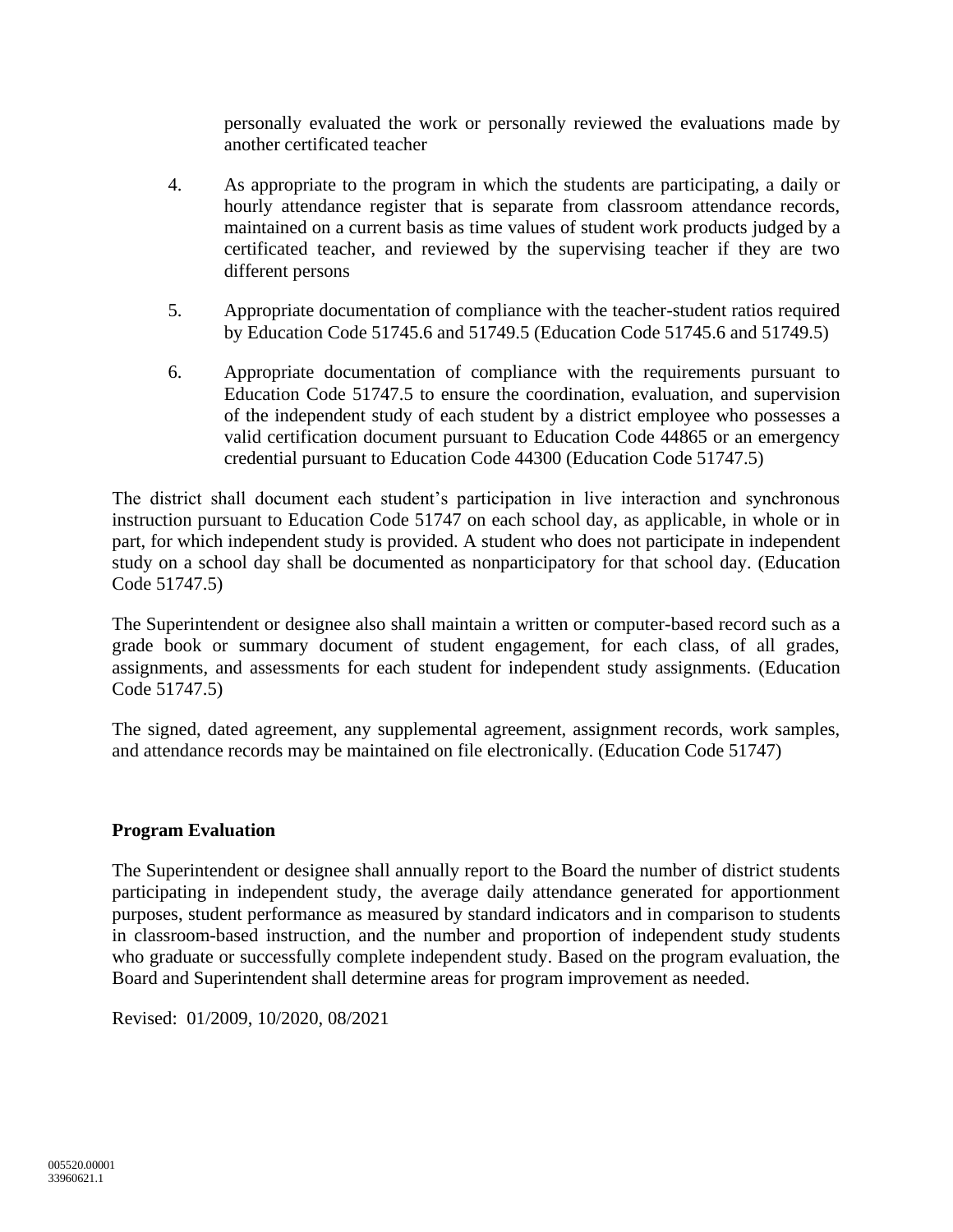personally evaluated the work or personally reviewed the evaluations made by another certificated teacher

4. As appropriate to the program in which the students are participating, a daily or hourly attendance register that is separate from classroom attendance records, maintained on a current basis as time values of student work products judged by a certificated teacher, and reviewed by the supervising teacher if they are two different persons

5. Appropriate documentation of compliance with the teacher-student ratios required by Education Code 51745.6 and 51749.5 (Education Code 51745.6 and 51749.5)

6. Appropriate documentation of compliance with the requirements pursuant to Education Code 51747.5 to ensure the coordination, evaluation, and supervision of the independent study of each student by a district employee who possesses a valid certification document pursuant to Education Code 44865 or an emergency credential pursuant to Education Code 44300 (Education Code 51747.5)

The district shall document each student's participation in live interaction and synchronous instruction pursuant to Education Code 51747 on each school day, as applicable, in whole or in part, for which independent study is provided. A student who does not participate in independent study on a school day shall be documented as nonparticipatory for that school day. (Education Code 51747.5)

The Superintendent or designee also shall maintain a written or computer-based record such as a grade book or summary document of student engagement, for each class, of all grades, assignments, and assessments for each student for independent study assignments. (Education Code 51747.5)

The signed, dated agreement, any supplemental agreement, assignment records, work samples, and attendance records may be maintained on file electronically. (Education Code 51747)

**Program Evaluation**

The Superintendent or designee shall annually report to the Board the number of district students participating in independent study, the average daily attendance generated for apportionment purposes, student performance as measured by standard indicators and in comparison to students in classroom-based instruction, and the number and proportion of independent study students who graduate or successfully complete independent study. Based on the program evaluation, the Board and Superintendent shall determine areas for program improvement as needed.

Revised: 01/2009, 10/2020, 08/2021

005520.00001
33960621.1